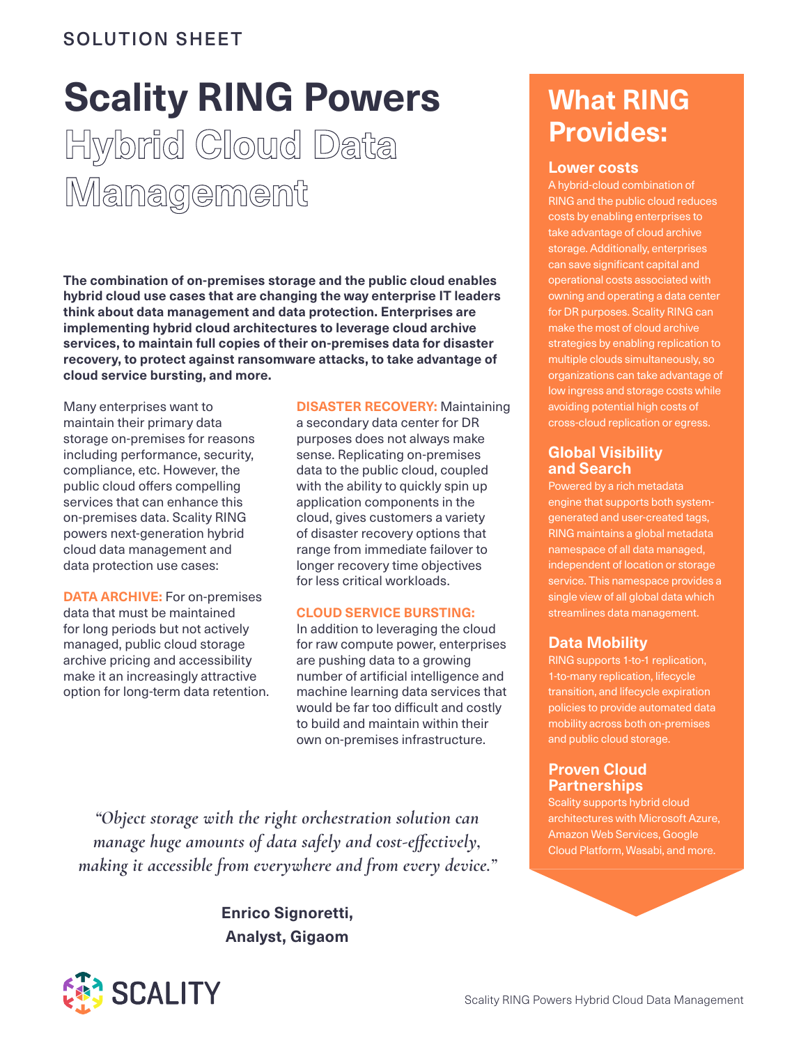SOLUTION SHEET

# Scality RING Powers Hybrid Cloud Data Management

**The combination of on-premises storage and the public cloud enables hybrid cloud use cases that are changing the way enterprise IT leaders think about data management and data protection. Enterprises are implementing hybrid cloud architectures to leverage cloud archive services, to maintain full copies of their on-premises data for disaster recovery, to protect against ransomware attacks, to take advantage of cloud service bursting, and more.**

Many enterprises want to maintain their primary data storage on-premises for reasons including performance, security, compliance, etc. However, the public cloud offers compelling services that can enhance this on-premises data. Scality RING powers next-generation hybrid cloud data management and data protection use cases:

**DATA ARCHIVE:** For on-premises data that must be maintained for long periods but not actively managed, public cloud storage archive pricing and accessibility make it an increasingly attractive option for long-term data retention.

**DISASTER RECOVERY:** Maintaining a secondary data center for DR purposes does not always make sense. Replicating on-premises data to the public cloud, coupled with the ability to quickly spin up application components in the cloud, gives customers a variety of disaster recovery options that range from immediate failover to longer recovery time objectives for less critical workloads.

**CLOUD SERVICE BURSTING:** In addition to leveraging the cloud for raw compute power, enterprises are pushing data to a growing number of artificial intelligence and machine learning data services that would be far too difficult and costly to build and maintain within their own on-premises infrastructure.

> *"Object storage with the right orchestration solution can manage huge amounts of data safely and cost-effectively, making it accessible from everywhere and from every device."*
>
> **Enrico Signoretti, Analyst, Gigaom**

## What RING Provides:

### Lower costs

A hybrid-cloud combination of RING and the public cloud reduces costs by enabling enterprises to take advantage of cloud archive storage. Additionally, enterprises can save significant capital and operational costs associated with owning and operating a data center for DR purposes. Scality RING can make the most of cloud archive strategies by enabling replication to multiple clouds simultaneously, so organizations can take advantage of low ingress and storage costs while avoiding potential high costs of cross-cloud replication or egress.

### Global Visibility and Search

Powered by a rich metadata engine that supports both system-generated and user-created tags, RING maintains a global metadata namespace of all data managed, independent of location or storage service. This namespace provides a single view of all global data which streamlines data management.

### Data Mobility

RING supports 1-to-1 replication, 1-to-many replication, lifecycle transition, and lifecycle expiration policies to provide automated data mobility across both on-premises and public cloud storage.

### Proven Cloud Partnerships

Scality supports hybrid cloud architectures with Microsoft Azure, Amazon Web Services, Google Cloud Platform, Wasabi, and more.

SCALITY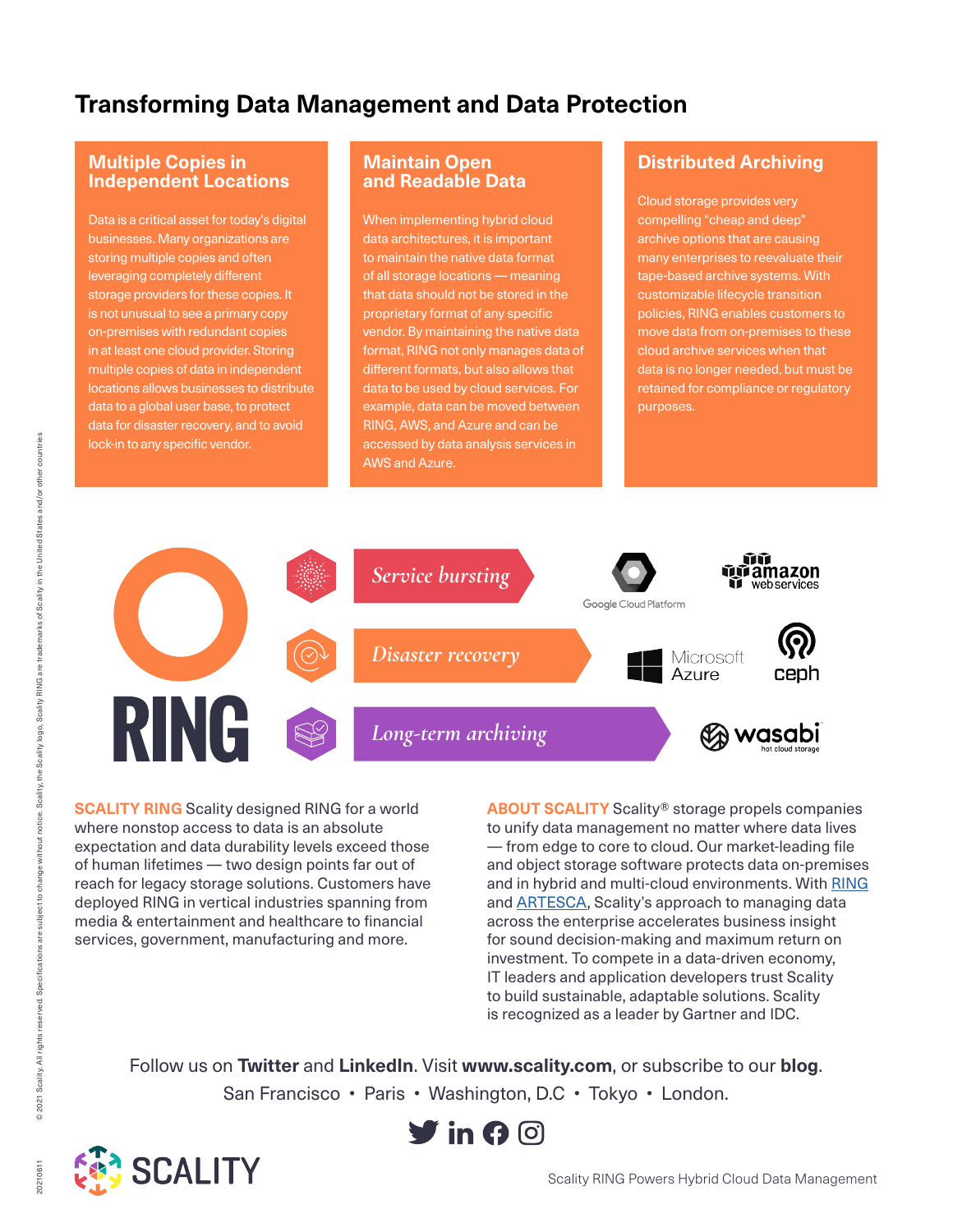# Transforming Data Management and Data Protection

## Multiple Copies in Independent Locations

Data is a critical asset for today's digital businesses. Many organizations are storing multiple copies and often leveraging completely different storage providers for these copies. It is not unusual to see a primary copy on-premises with redundant copies in at least one cloud provider. Storing multiple copies of data in independent locations allows businesses to distribute data to a global user base, to protect data for disaster recovery, and to avoid lock-in to any specific vendor.

## Maintain Open and Readable Data

When implementing hybrid cloud data architectures, it is important to maintain the native data format of all storage locations — meaning that data should not be stored in the proprietary format of any specific vendor. By maintaining the native data format, RING not only manages data of different formats, but also allows that data to be used by cloud services. For example, data can be moved between RING, AWS, and Azure and can be accessed by data analysis services in AWS and Azure.

## Distributed Archiving

Cloud storage provides very compelling "cheap and deep" archive options that are causing many enterprises to reevaluate their tape-based archive systems. With customizable lifecycle transition policies, RING enables customers to move data from on-premises to these cloud archive services when that data is no longer needed, but must be retained for compliance or regulatory purposes.

RING

*Service bursting* — Google Cloud Platform, amazon web services

*Disaster recovery* — Microsoft Azure, ceph

*Long-term archiving* — wasabi hot cloud storage

**SCALITY RING** Scality designed RING for a world where nonstop access to data is an absolute expectation and data durability levels exceed those of human lifetimes — two design points far out of reach for legacy storage solutions. Customers have deployed RING in vertical industries spanning from media & entertainment and healthcare to financial services, government, manufacturing and more.

**ABOUT SCALITY** Scality® storage propels companies to unify data management no matter where data lives — from edge to core to cloud. Our market-leading file and object storage software protects data on-premises and in hybrid and multi-cloud environments. With RING and ARTESCA, Scality's approach to managing data across the enterprise accelerates business insight for sound decision-making and maximum return on investment. To compete in a data-driven economy, IT leaders and application developers trust Scality to build sustainable, adaptable solutions. Scality is recognized as a leader by Gartner and IDC.

Follow us on **Twitter** and **LinkedIn**. Visit **www.scality.com**, or subscribe to our **blog**.

San Francisco • Paris • Washington, D.C • Tokyo • London.

SCALITY

Scality RING Powers Hybrid Cloud Data Management

© 2021 Scality. All rights reserved. Specifications are subject to change without notice. Scality, the Scality logo, Scality RING are trademarks of Scality in the United States and/or other countries

20210611